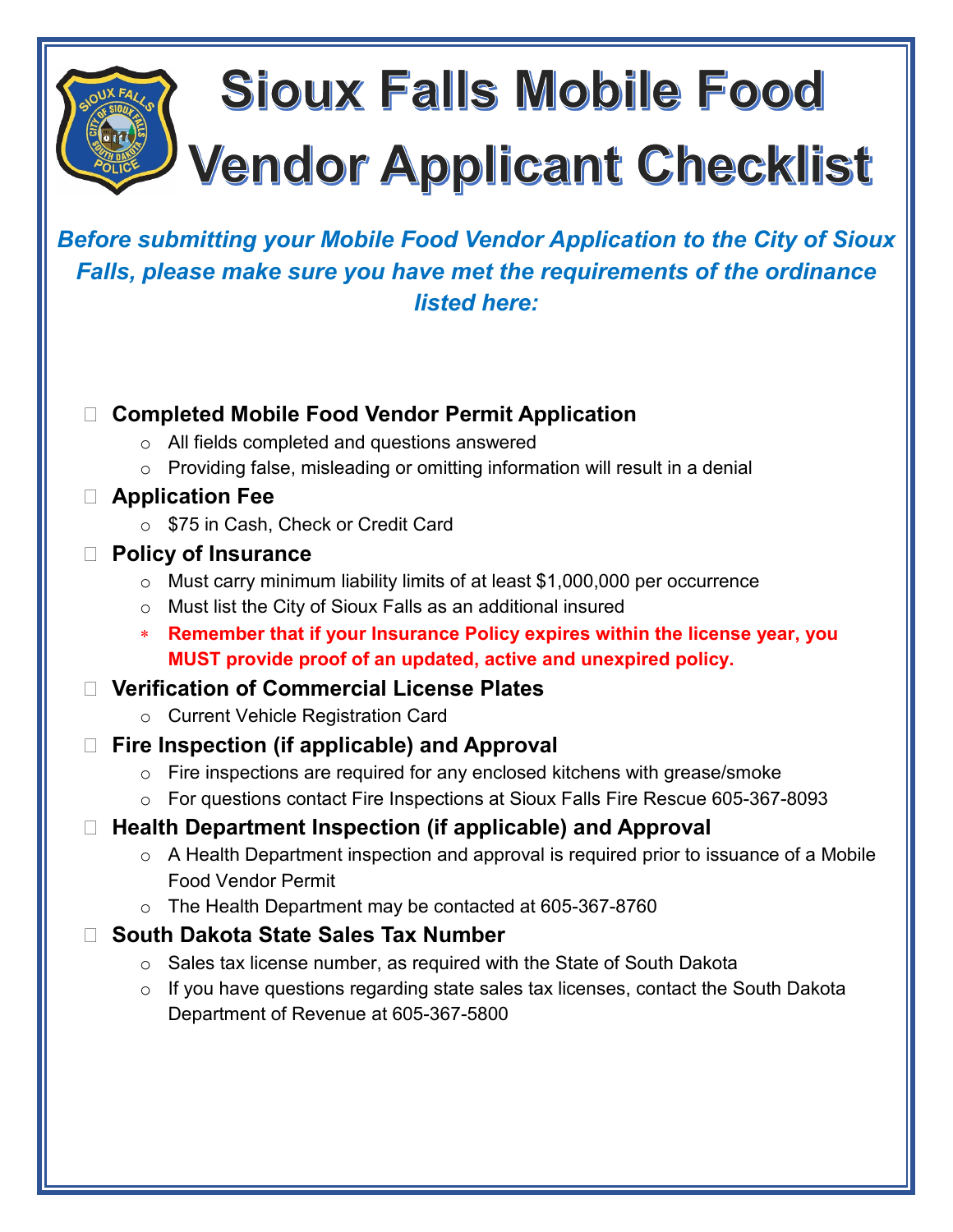# Sioux Falls Mobile Food Vendor Applicant Checklist

***Before submitting your Mobile Food Vendor Application to the City of Sioux Falls, please make sure you have met the requirements of the ordinance listed here:***

- ☐ **Completed Mobile Food Vendor Permit Application**
  - All fields completed and questions answered
  - Providing false, misleading or omitting information will result in a denial
- ☐ **Application Fee**
  - $75 in Cash, Check or Credit Card
- ☐ **Policy of Insurance**
  - Must carry minimum liability limits of at least $1,000,000 per occurrence
  - Must list the City of Sioux Falls as an additional insured
  - **Remember that if your Insurance Policy expires within the license year, you MUST provide proof of an updated, active and unexpired policy.**
- ☐ **Verification of Commercial License Plates**
  - Current Vehicle Registration Card
- ☐ **Fire Inspection (if applicable) and Approval**
  - Fire inspections are required for any enclosed kitchens with grease/smoke
  - For questions contact Fire Inspections at Sioux Falls Fire Rescue 605-367-8093
- ☐ **Health Department Inspection (if applicable) and Approval**
  - A Health Department inspection and approval is required prior to issuance of a Mobile Food Vendor Permit
  - The Health Department may be contacted at 605-367-8760
- ☐ **South Dakota State Sales Tax Number**
  - Sales tax license number, as required with the State of South Dakota
  - If you have questions regarding state sales tax licenses, contact the South Dakota Department of Revenue at 605-367-5800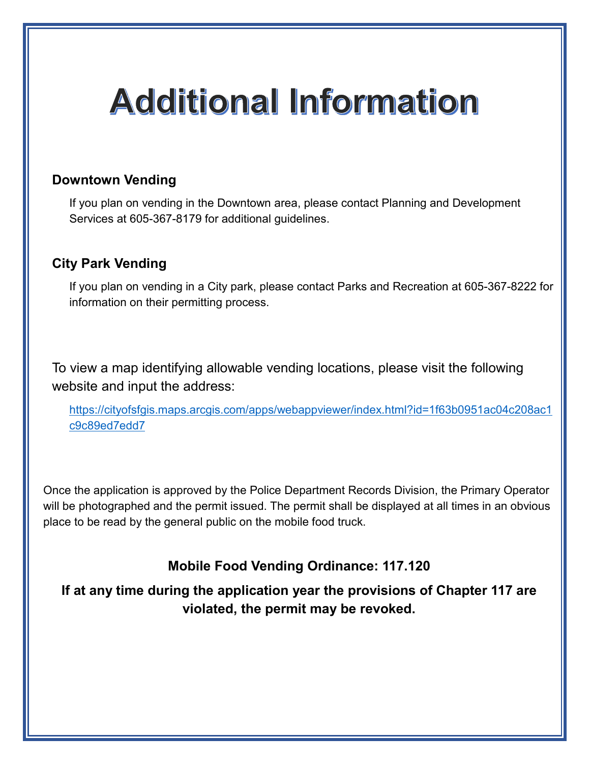# Additional Information

### Downtown Vending

If you plan on vending in the Downtown area, please contact Planning and Development Services at 605-367-8179 for additional guidelines.

### City Park Vending

If you plan on vending in a City park, please contact Parks and Recreation at 605-367-8222 for information on their permitting process.

To view a map identifying allowable vending locations, please visit the following website and input the address:

https://cityofsfgis.maps.arcgis.com/apps/webappviewer/index.html?id=1f63b0951ac04c208ac1c9c89ed7edd7

Once the application is approved by the Police Department Records Division, the Primary Operator will be photographed and the permit issued. The permit shall be displayed at all times in an obvious place to be read by the general public on the mobile food truck.

**Mobile Food Vending Ordinance: 117.120**

**If at any time during the application year the provisions of Chapter 117 are violated, the permit may be revoked.**